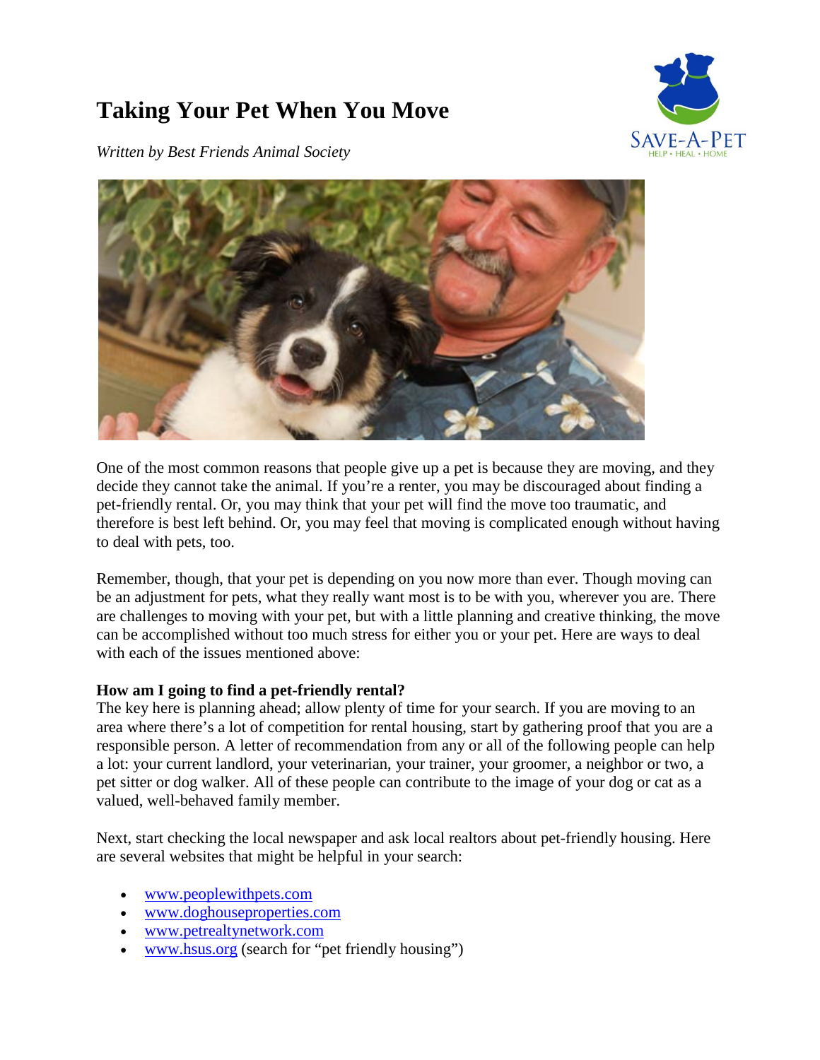# Taking Your Pet When You Move

*Written by Best Friends Animal Society*

One of the most common reasons that people give up a pet is because they are moving, and they decide they cannot take the animal. If you're a renter, you may be discouraged about finding a pet-friendly rental. Or, you may think that your pet will find the move too traumatic, and therefore is best left behind. Or, you may feel that moving is complicated enough without having to deal with pets, too.

Remember, though, that your pet is depending on you now more than ever. Though moving can be an adjustment for pets, what they really want most is to be with you, wherever you are. There are challenges to moving with your pet, but with a little planning and creative thinking, the move can be accomplished without too much stress for either you or your pet. Here are ways to deal with each of the issues mentioned above:

**How am I going to find a pet-friendly rental?**

The key here is planning ahead; allow plenty of time for your search. If you are moving to an area where there's a lot of competition for rental housing, start by gathering proof that you are a responsible person. A letter of recommendation from any or all of the following people can help a lot: your current landlord, your veterinarian, your trainer, your groomer, a neighbor or two, a pet sitter or dog walker. All of these people can contribute to the image of your dog or cat as a valued, well-behaved family member.

Next, start checking the local newspaper and ask local realtors about pet-friendly housing. Here are several websites that might be helpful in your search:

- www.peoplewithpets.com
- www.doghouseproperties.com
- www.petrealtynetwork.com
- www.hsus.org (search for "pet friendly housing")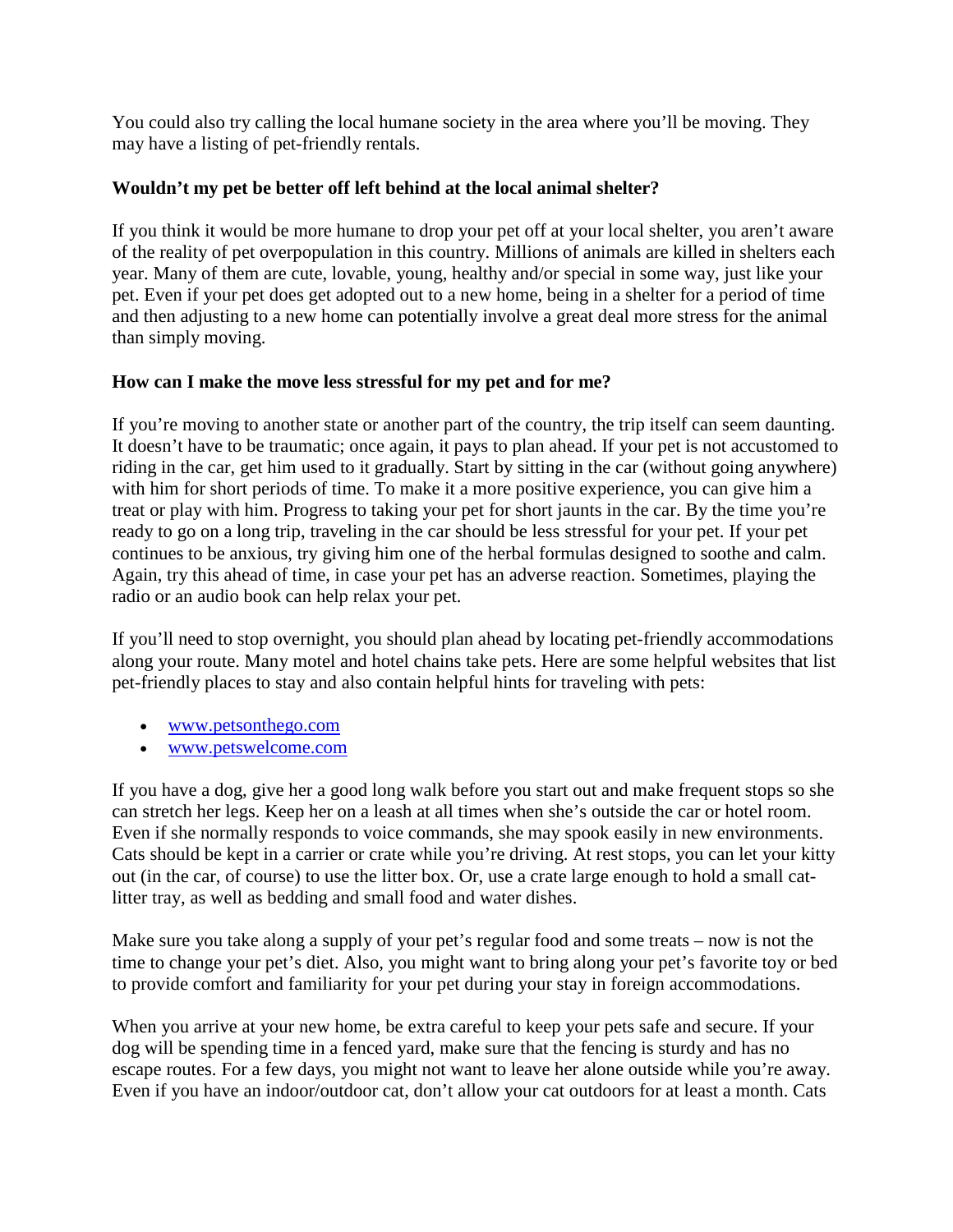You could also try calling the local humane society in the area where you'll be moving. They may have a listing of pet-friendly rentals.

**Wouldn't my pet be better off left behind at the local animal shelter?**

If you think it would be more humane to drop your pet off at your local shelter, you aren't aware of the reality of pet overpopulation in this country. Millions of animals are killed in shelters each year. Many of them are cute, lovable, young, healthy and/or special in some way, just like your pet. Even if your pet does get adopted out to a new home, being in a shelter for a period of time and then adjusting to a new home can potentially involve a great deal more stress for the animal than simply moving.

**How can I make the move less stressful for my pet and for me?**

If you're moving to another state or another part of the country, the trip itself can seem daunting. It doesn't have to be traumatic; once again, it pays to plan ahead. If your pet is not accustomed to riding in the car, get him used to it gradually. Start by sitting in the car (without going anywhere) with him for short periods of time. To make it a more positive experience, you can give him a treat or play with him. Progress to taking your pet for short jaunts in the car. By the time you're ready to go on a long trip, traveling in the car should be less stressful for your pet. If your pet continues to be anxious, try giving him one of the herbal formulas designed to soothe and calm. Again, try this ahead of time, in case your pet has an adverse reaction. Sometimes, playing the radio or an audio book can help relax your pet.

If you'll need to stop overnight, you should plan ahead by locating pet-friendly accommodations along your route. Many motel and hotel chains take pets. Here are some helpful websites that list pet-friendly places to stay and also contain helpful hints for traveling with pets:

- www.petsonthego.com
- www.petswelcome.com

If you have a dog, give her a good long walk before you start out and make frequent stops so she can stretch her legs. Keep her on a leash at all times when she's outside the car or hotel room. Even if she normally responds to voice commands, she may spook easily in new environments. Cats should be kept in a carrier or crate while you're driving. At rest stops, you can let your kitty out (in the car, of course) to use the litter box. Or, use a crate large enough to hold a small cat-litter tray, as well as bedding and small food and water dishes.

Make sure you take along a supply of your pet's regular food and some treats – now is not the time to change your pet's diet. Also, you might want to bring along your pet's favorite toy or bed to provide comfort and familiarity for your pet during your stay in foreign accommodations.

When you arrive at your new home, be extra careful to keep your pets safe and secure. If your dog will be spending time in a fenced yard, make sure that the fencing is sturdy and has no escape routes. For a few days, you might not want to leave her alone outside while you're away. Even if you have an indoor/outdoor cat, don't allow your cat outdoors for at least a month. Cats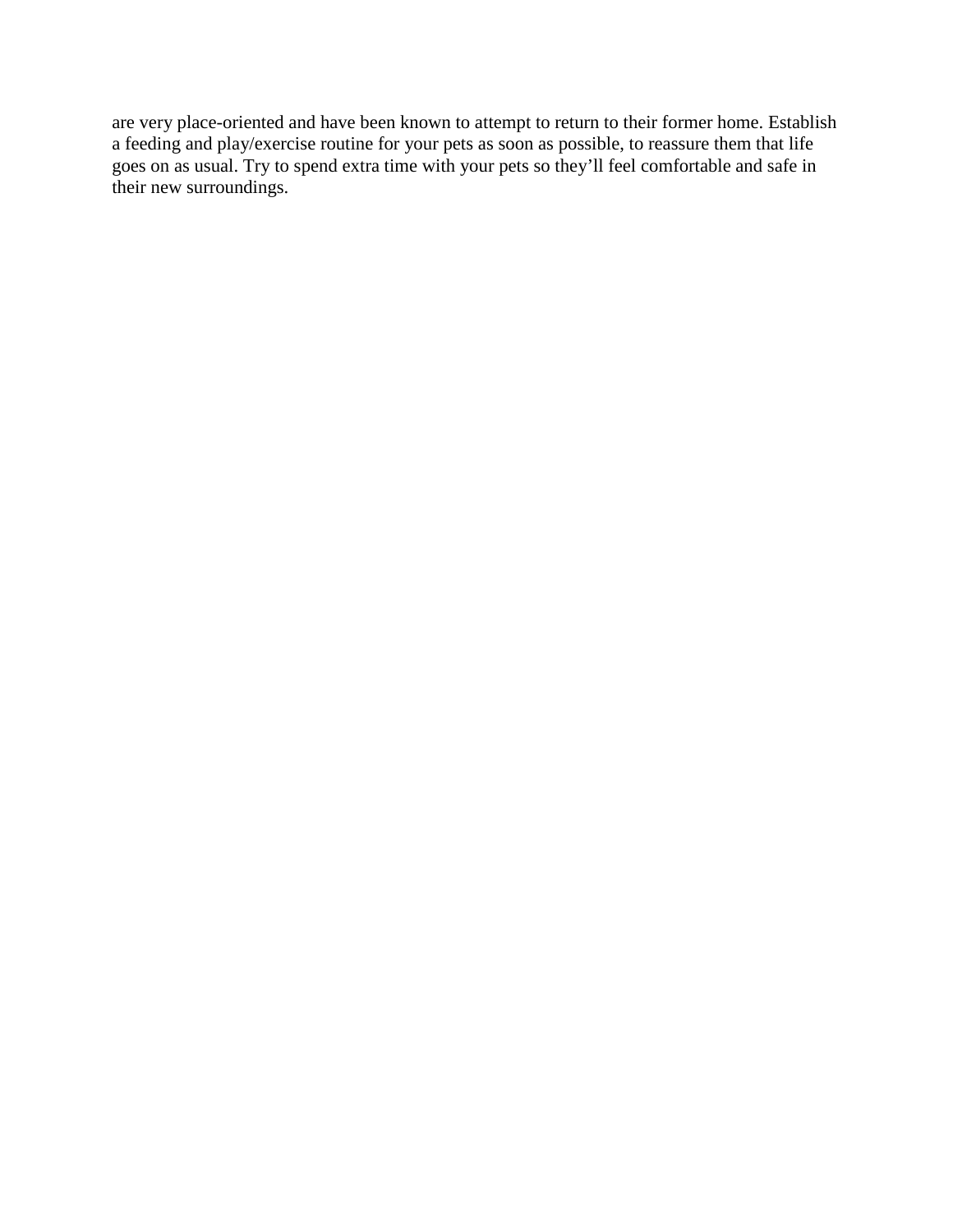are very place-oriented and have been known to attempt to return to their former home. Establish a feeding and play/exercise routine for your pets as soon as possible, to reassure them that life goes on as usual. Try to spend extra time with your pets so they'll feel comfortable and safe in their new surroundings.